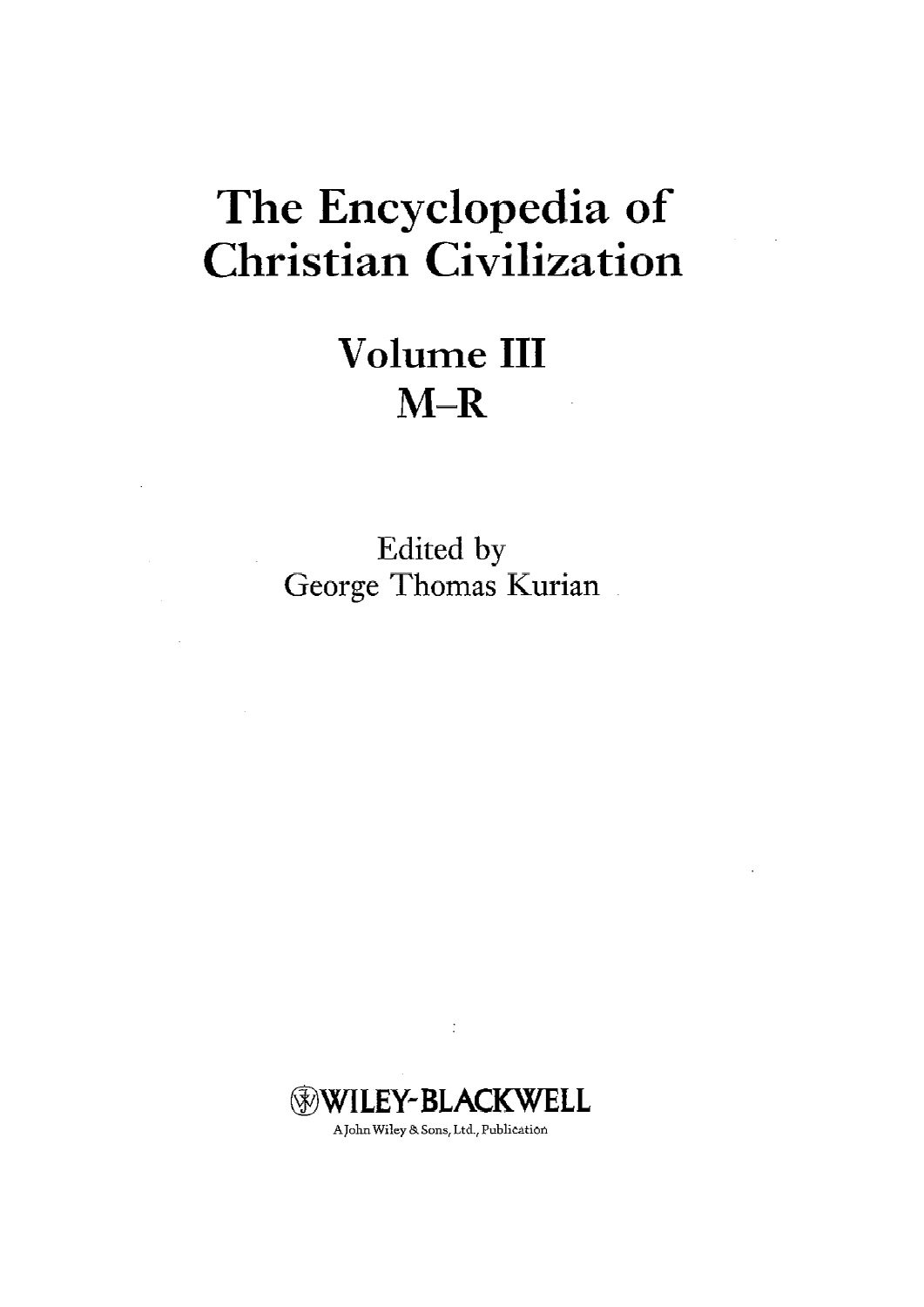# The Encyclopedia of Christian Civilization

## Volume III
## M–R

Edited by
George Thomas Kurian

WILEY-BLACKWELL
A John Wiley & Sons, Ltd., Publication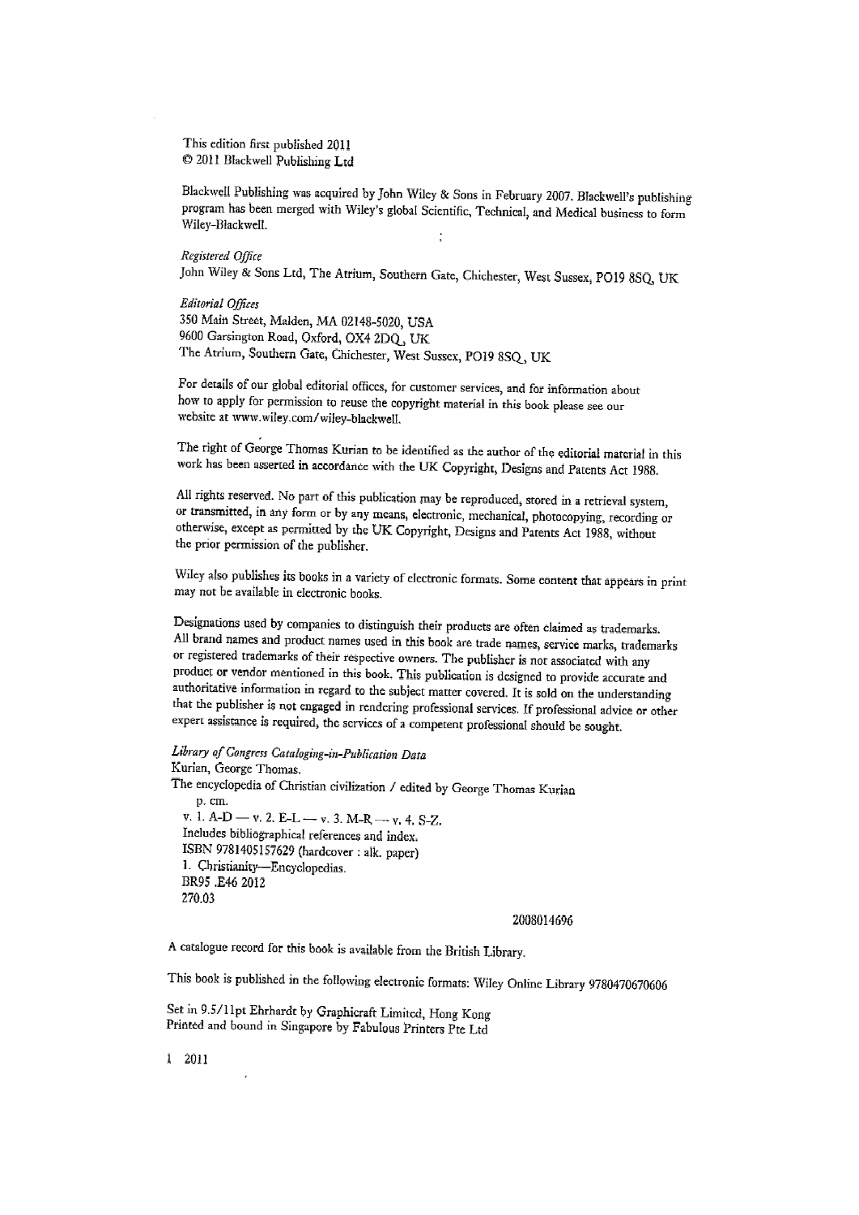This edition first published 2011
© 2011 Blackwell Publishing Ltd

Blackwell Publishing was acquired by John Wiley & Sons in February 2007. Blackwell's publishing program has been merged with Wiley's global Scientific, Technical, and Medical business to form Wiley-Blackwell.

*Registered Office*
John Wiley & Sons Ltd, The Atrium, Southern Gate, Chichester, West Sussex, PO19 8SQ, UK

*Editorial Offices*
350 Main Street, Malden, MA 02148-5020, USA
9600 Garsington Road, Oxford, OX4 2DQ, UK
The Atrium, Southern Gate, Chichester, West Sussex, PO19 8SQ, UK

For details of our global editorial offices, for customer services, and for information about how to apply for permission to reuse the copyright material in this book please see our website at www.wiley.com/wiley-blackwell.

The right of George Thomas Kurian to be identified as the author of the editorial material in this work has been asserted in accordance with the UK Copyright, Designs and Patents Act 1988.

All rights reserved. No part of this publication may be reproduced, stored in a retrieval system, or transmitted, in any form or by any means, electronic, mechanical, photocopying, recording or otherwise, except as permitted by the UK Copyright, Designs and Patents Act 1988, without the prior permission of the publisher.

Wiley also publishes its books in a variety of electronic formats. Some content that appears in print may not be available in electronic books.

Designations used by companies to distinguish their products are often claimed as trademarks. All brand names and product names used in this book are trade names, service marks, trademarks or registered trademarks of their respective owners. The publisher is not associated with any product or vendor mentioned in this book. This publication is designed to provide accurate and authoritative information in regard to the subject matter covered. It is sold on the understanding that the publisher is not engaged in rendering professional services. If professional advice or other expert assistance is required, the services of a competent professional should be sought.

*Library of Congress Cataloging-in-Publication Data*
Kurian, George Thomas.
The encyclopedia of Christian civilization / edited by George Thomas Kurian
p. cm.
v. 1. A-D — v. 2. E-L — v. 3. M-R — v. 4. S-Z.
Includes bibliographical references and index.
ISBN 9781405157629 (hardcover : alk. paper)
1. Christianity—Encyclopedias.
BR95 .E46 2012
270.03

2008014696

A catalogue record for this book is available from the British Library.

This book is published in the following electronic formats: Wiley Online Library 9780470670606

Set in 9.5/11pt Ehrhardt by Graphicraft Limited, Hong Kong
Printed and bound in Singapore by Fabulous Printers Pte Ltd

1 2011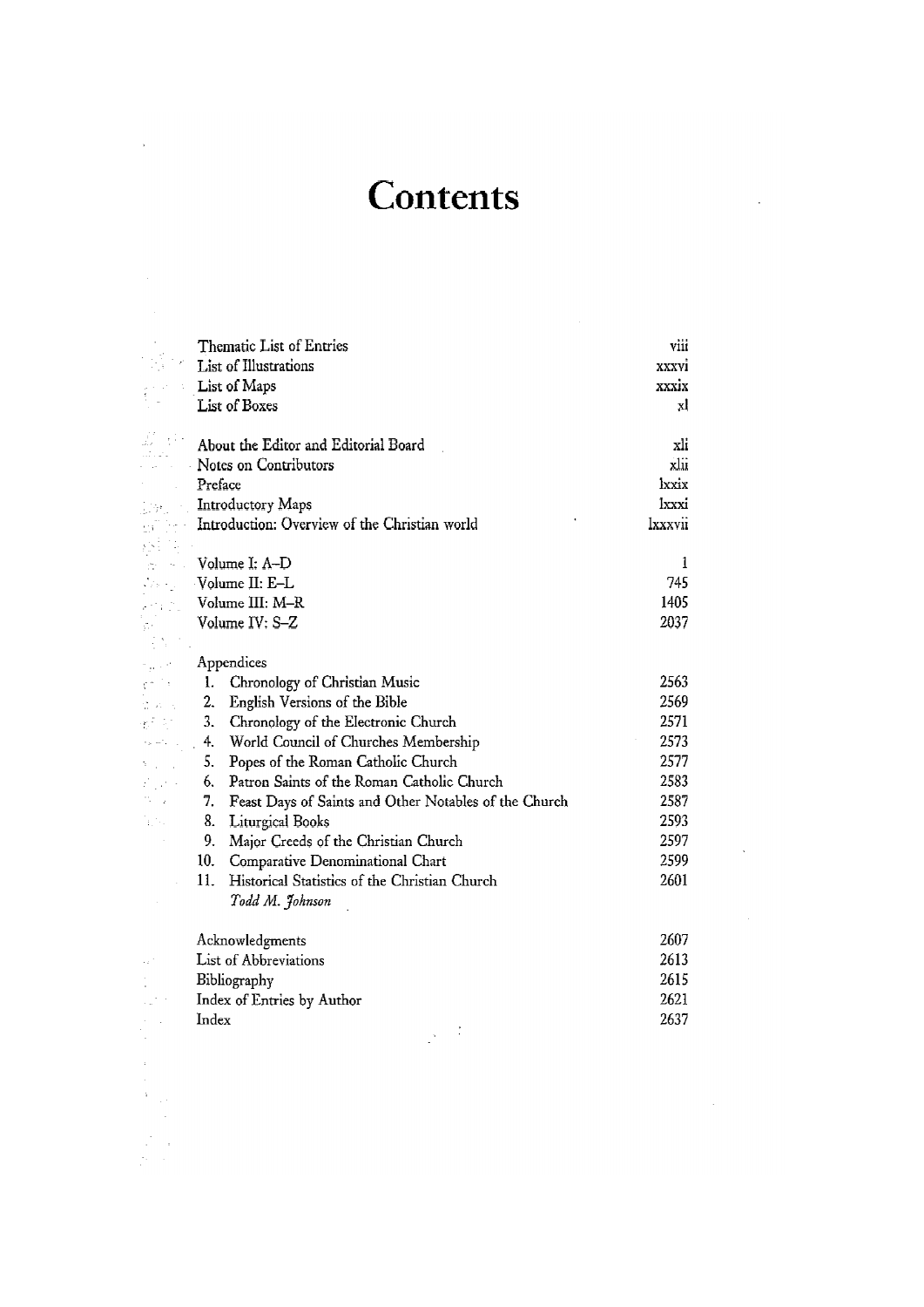# Contents

| | |
|---|---|
| Thematic List of Entries | viii |
| List of Illustrations | xxxvi |
| List of Maps | xxxix |
| List of Boxes | xl |
| | |
| About the Editor and Editorial Board | xli |
| Notes on Contributors | xlii |
| Preface | lxxix |
| Introductory Maps | lxxxi |
| Introduction: Overview of the Christian world | lxxxvii |
| | |
| Volume I: A–D | 1 |
| Volume II: E–L | 745 |
| Volume III: M–R | 1405 |
| Volume IV: S–Z | 2037 |
| | |
| Appendices | |
| 1. Chronology of Christian Music | 2563 |
| 2. English Versions of the Bible | 2569 |
| 3. Chronology of the Electronic Church | 2571 |
| 4. World Council of Churches Membership | 2573 |
| 5. Popes of the Roman Catholic Church | 2577 |
| 6. Patron Saints of the Roman Catholic Church | 2583 |
| 7. Feast Days of Saints and Other Notables of the Church | 2587 |
| 8. Liturgical Books | 2593 |
| 9. Major Creeds of the Christian Church | 2597 |
| 10. Comparative Denominational Chart | 2599 |
| 11. Historical Statistics of the Christian Church *Todd M. Johnson* | 2601 |
| | |
| Acknowledgments | 2607 |
| List of Abbreviations | 2613 |
| Bibliography | 2615 |
| Index of Entries by Author | 2621 |
| Index | 2637 |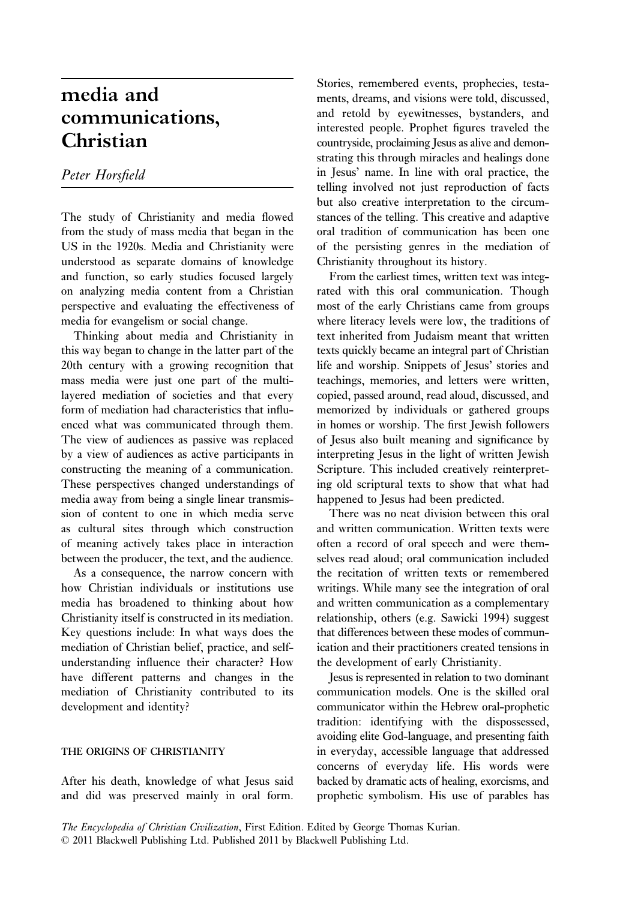# media and communications, Christian

*Peter Horsfield*

The study of Christianity and media flowed from the study of mass media that began in the US in the 1920s. Media and Christianity were understood as separate domains of knowledge and function, so early studies focused largely on analyzing media content from a Christian perspective and evaluating the effectiveness of media for evangelism or social change.

Thinking about media and Christianity in this way began to change in the latter part of the 20th century with a growing recognition that mass media were just one part of the multi-layered mediation of societies and that every form of mediation had characteristics that influenced what was communicated through them. The view of audiences as passive was replaced by a view of audiences as active participants in constructing the meaning of a communication. These perspectives changed understandings of media away from being a single linear transmission of content to one in which media serve as cultural sites through which construction of meaning actively takes place in interaction between the producer, the text, and the audience.

As a consequence, the narrow concern with how Christian individuals or institutions use media has broadened to thinking about how Christianity itself is constructed in its mediation. Key questions include: In what ways does the mediation of Christian belief, practice, and self-understanding influence their character? How have different patterns and changes in the mediation of Christianity contributed to its development and identity?

## THE ORIGINS OF CHRISTIANITY

After his death, knowledge of what Jesus said and did was preserved mainly in oral form. Stories, remembered events, prophecies, testaments, dreams, and visions were told, discussed, and retold by eyewitnesses, bystanders, and interested people. Prophet figures traveled the countryside, proclaiming Jesus as alive and demonstrating this through miracles and healings done in Jesus' name. In line with oral practice, the telling involved not just reproduction of facts but also creative interpretation to the circumstances of the telling. This creative and adaptive oral tradition of communication has been one of the persisting genres in the mediation of Christianity throughout its history.

From the earliest times, written text was integrated with this oral communication. Though most of the early Christians came from groups where literacy levels were low, the traditions of text inherited from Judaism meant that written texts quickly became an integral part of Christian life and worship. Snippets of Jesus' stories and teachings, memories, and letters were written, copied, passed around, read aloud, discussed, and memorized by individuals or gathered groups in homes or worship. The first Jewish followers of Jesus also built meaning and significance by interpreting Jesus in the light of written Jewish Scripture. This included creatively reinterpreting old scriptural texts to show that what had happened to Jesus had been predicted.

There was no neat division between this oral and written communication. Written texts were often a record of oral speech and were themselves read aloud; oral communication included the recitation of written texts or remembered writings. While many see the integration of oral and written communication as a complementary relationship, others (e.g. Sawicki 1994) suggest that differences between these modes of communication and their practitioners created tensions in the development of early Christianity.

Jesus is represented in relation to two dominant communication models. One is the skilled oral communicator within the Hebrew oral-prophetic tradition: identifying with the dispossessed, avoiding elite God-language, and presenting faith in everyday, accessible language that addressed concerns of everyday life. His words were backed by dramatic acts of healing, exorcisms, and prophetic symbolism. His use of parables has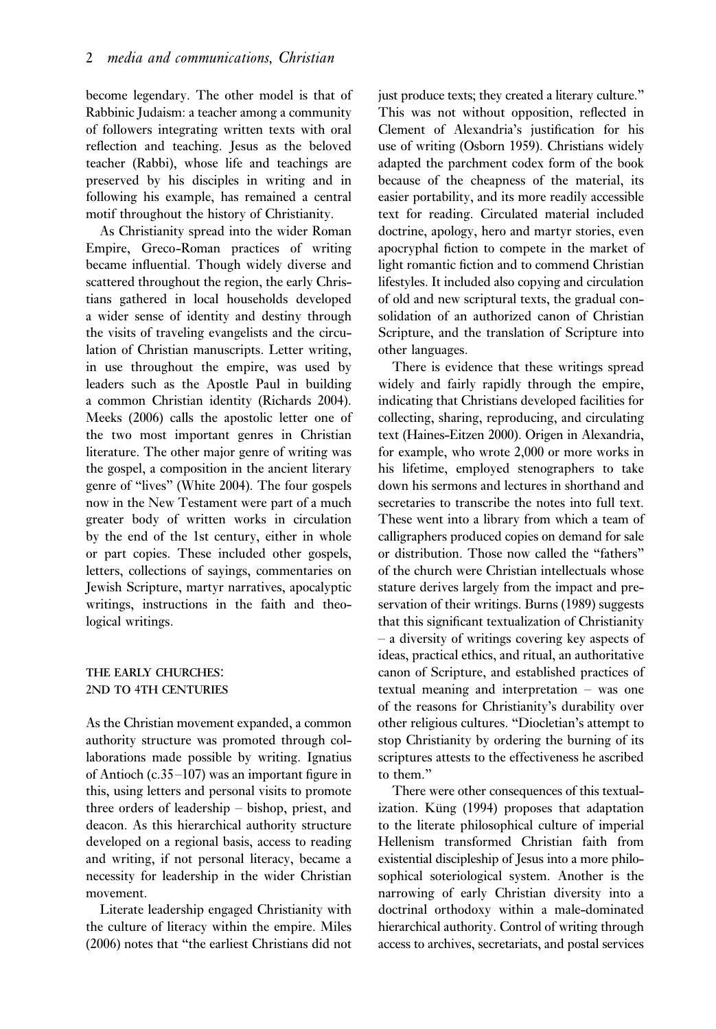become legendary. The other model is that of Rabbinic Judaism: a teacher among a community of followers integrating written texts with oral reflection and teaching. Jesus as the beloved teacher (Rabbi), whose life and teachings are preserved by his disciples in writing and in following his example, has remained a central motif throughout the history of Christianity.

As Christianity spread into the wider Roman Empire, Greco-Roman practices of writing became influential. Though widely diverse and scattered throughout the region, the early Christians gathered in local households developed a wider sense of identity and destiny through the visits of traveling evangelists and the circulation of Christian manuscripts. Letter writing, in use throughout the empire, was used by leaders such as the Apostle Paul in building a common Christian identity (Richards 2004). Meeks (2006) calls the apostolic letter one of the two most important genres in Christian literature. The other major genre of writing was the gospel, a composition in the ancient literary genre of "lives" (White 2004). The four gospels now in the New Testament were part of a much greater body of written works in circulation by the end of the 1st century, either in whole or part copies. These included other gospels, letters, collections of sayings, commentaries on Jewish Scripture, martyr narratives, apocalyptic writings, instructions in the faith and theological writings.

## THE EARLY CHURCHES: 2ND TO 4TH CENTURIES

As the Christian movement expanded, a common authority structure was promoted through collaborations made possible by writing. Ignatius of Antioch (c.35–107) was an important figure in this, using letters and personal visits to promote three orders of leadership – bishop, priest, and deacon. As this hierarchical authority structure developed on a regional basis, access to reading and writing, if not personal literacy, became a necessity for leadership in the wider Christian movement.

Literate leadership engaged Christianity with the culture of literacy within the empire. Miles (2006) notes that "the earliest Christians did not just produce texts; they created a literary culture." This was not without opposition, reflected in Clement of Alexandria's justification for his use of writing (Osborn 1959). Christians widely adapted the parchment codex form of the book because of the cheapness of the material, its easier portability, and its more readily accessible text for reading. Circulated material included doctrine, apology, hero and martyr stories, even apocryphal fiction to compete in the market of light romantic fiction and to commend Christian lifestyles. It included also copying and circulation of old and new scriptural texts, the gradual consolidation of an authorized canon of Christian Scripture, and the translation of Scripture into other languages.

There is evidence that these writings spread widely and fairly rapidly through the empire, indicating that Christians developed facilities for collecting, sharing, reproducing, and circulating text (Haines-Eitzen 2000). Origen in Alexandria, for example, who wrote 2,000 or more works in his lifetime, employed stenographers to take down his sermons and lectures in shorthand and secretaries to transcribe the notes into full text. These went into a library from which a team of calligraphers produced copies on demand for sale or distribution. Those now called the "fathers" of the church were Christian intellectuals whose stature derives largely from the impact and preservation of their writings. Burns (1989) suggests that this significant textualization of Christianity – a diversity of writings covering key aspects of ideas, practical ethics, and ritual, an authoritative canon of Scripture, and established practices of textual meaning and interpretation – was one of the reasons for Christianity's durability over other religious cultures. "Diocletian's attempt to stop Christianity by ordering the burning of its scriptures attests to the effectiveness he ascribed to them."

There were other consequences of this textualization. Küng (1994) proposes that adaptation to the literate philosophical culture of imperial Hellenism transformed Christian faith from existential discipleship of Jesus into a more philosophical soteriological system. Another is the narrowing of early Christian diversity into a doctrinal orthodoxy within a male-dominated hierarchical authority. Control of writing through access to archives, secretariats, and postal services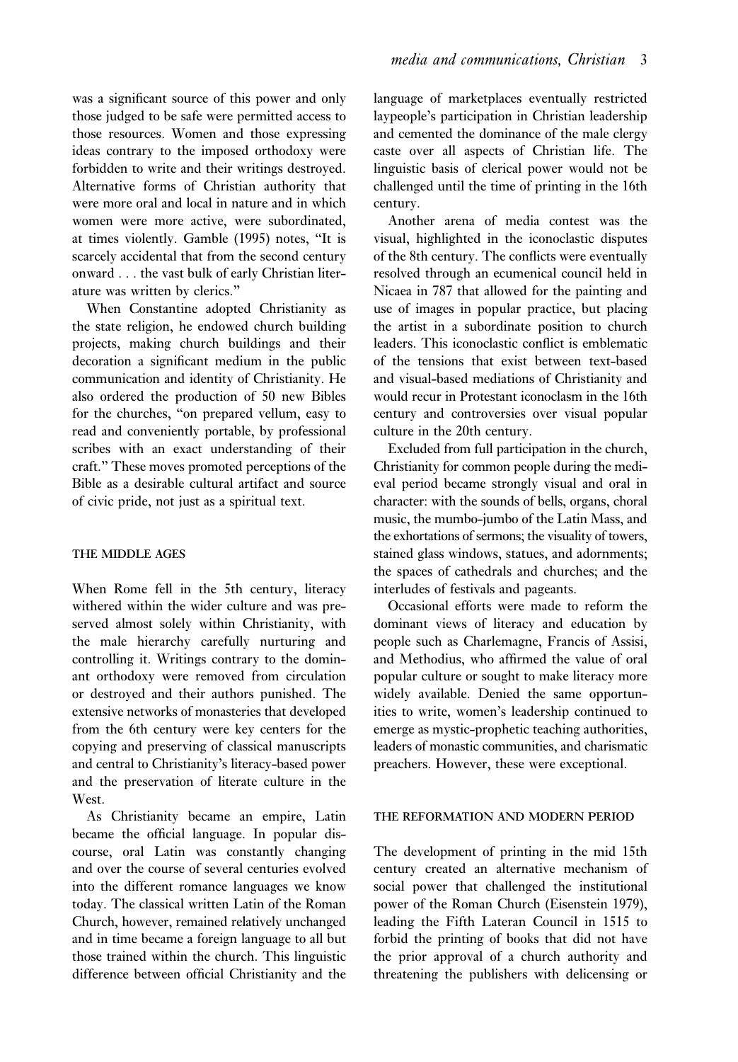was a significant source of this power and only those judged to be safe were permitted access to those resources. Women and those expressing ideas contrary to the imposed orthodoxy were forbidden to write and their writings destroyed. Alternative forms of Christian authority that were more oral and local in nature and in which women were more active, were subordinated, at times violently. Gamble (1995) notes, "It is scarcely accidental that from the second century onward . . . the vast bulk of early Christian literature was written by clerics."

When Constantine adopted Christianity as the state religion, he endowed church building projects, making church buildings and their decoration a significant medium in the public communication and identity of Christianity. He also ordered the production of 50 new Bibles for the churches, "on prepared vellum, easy to read and conveniently portable, by professional scribes with an exact understanding of their craft." These moves promoted perceptions of the Bible as a desirable cultural artifact and source of civic pride, not just as a spiritual text.

## THE MIDDLE AGES

When Rome fell in the 5th century, literacy withered within the wider culture and was preserved almost solely within Christianity, with the male hierarchy carefully nurturing and controlling it. Writings contrary to the dominant orthodoxy were removed from circulation or destroyed and their authors punished. The extensive networks of monasteries that developed from the 6th century were key centers for the copying and preserving of classical manuscripts and central to Christianity's literacy-based power and the preservation of literate culture in the West.

As Christianity became an empire, Latin became the official language. In popular discourse, oral Latin was constantly changing and over the course of several centuries evolved into the different romance languages we know today. The classical written Latin of the Roman Church, however, remained relatively unchanged and in time became a foreign language to all but those trained within the church. This linguistic difference between official Christianity and the language of marketplaces eventually restricted laypeople's participation in Christian leadership and cemented the dominance of the male clergy caste over all aspects of Christian life. The linguistic basis of clerical power would not be challenged until the time of printing in the 16th century.

Another arena of media contest was the visual, highlighted in the iconoclastic disputes of the 8th century. The conflicts were eventually resolved through an ecumenical council held in Nicaea in 787 that allowed for the painting and use of images in popular practice, but placing the artist in a subordinate position to church leaders. This iconoclastic conflict is emblematic of the tensions that exist between text-based and visual-based mediations of Christianity and would recur in Protestant iconoclasm in the 16th century and controversies over visual popular culture in the 20th century.

Excluded from full participation in the church, Christianity for common people during the medieval period became strongly visual and oral in character: with the sounds of bells, organs, choral music, the mumbo-jumbo of the Latin Mass, and the exhortations of sermons; the visuality of towers, stained glass windows, statues, and adornments; the spaces of cathedrals and churches; and the interludes of festivals and pageants.

Occasional efforts were made to reform the dominant views of literacy and education by people such as Charlemagne, Francis of Assisi, and Methodius, who affirmed the value of oral popular culture or sought to make literacy more widely available. Denied the same opportunities to write, women's leadership continued to emerge as mystic-prophetic teaching authorities, leaders of monastic communities, and charismatic preachers. However, these were exceptional.

## THE REFORMATION AND MODERN PERIOD

The development of printing in the mid 15th century created an alternative mechanism of social power that challenged the institutional power of the Roman Church (Eisenstein 1979), leading the Fifth Lateran Council in 1515 to forbid the printing of books that did not have the prior approval of a church authority and threatening the publishers with delicensing or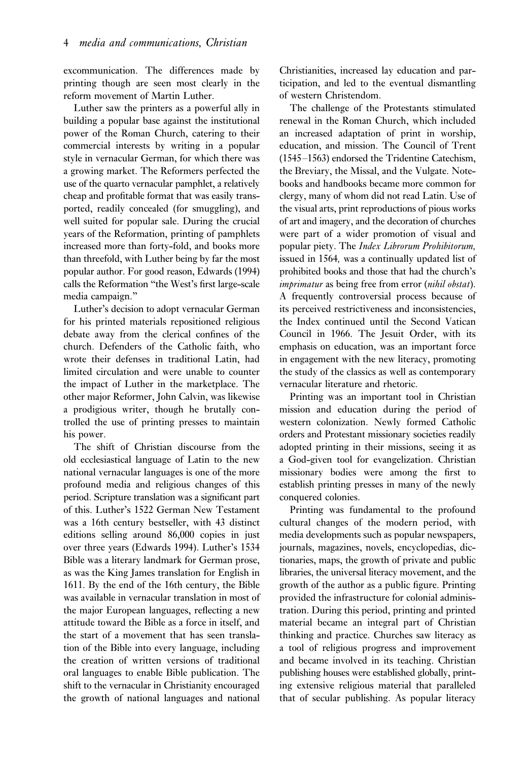excommunication. The differences made by printing though are seen most clearly in the reform movement of Martin Luther.

Luther saw the printers as a powerful ally in building a popular base against the institutional power of the Roman Church, catering to their commercial interests by writing in a popular style in vernacular German, for which there was a growing market. The Reformers perfected the use of the quarto vernacular pamphlet, a relatively cheap and profitable format that was easily transported, readily concealed (for smuggling), and well suited for popular sale. During the crucial years of the Reformation, printing of pamphlets increased more than forty-fold, and books more than threefold, with Luther being by far the most popular author. For good reason, Edwards (1994) calls the Reformation "the West's first large-scale media campaign."

Luther's decision to adopt vernacular German for his printed materials repositioned religious debate away from the clerical confines of the church. Defenders of the Catholic faith, who wrote their defenses in traditional Latin, had limited circulation and were unable to counter the impact of Luther in the marketplace. The other major Reformer, John Calvin, was likewise a prodigious writer, though he brutally controlled the use of printing presses to maintain his power.

The shift of Christian discourse from the old ecclesiastical language of Latin to the new national vernacular languages is one of the more profound media and religious changes of this period. Scripture translation was a significant part of this. Luther's 1522 German New Testament was a 16th century bestseller, with 43 distinct editions selling around 86,000 copies in just over three years (Edwards 1994). Luther's 1534 Bible was a literary landmark for German prose, as was the King James translation for English in 1611. By the end of the 16th century, the Bible was available in vernacular translation in most of the major European languages, reflecting a new attitude toward the Bible as a force in itself, and the start of a movement that has seen translation of the Bible into every language, including the creation of written versions of traditional oral languages to enable Bible publication. The shift to the vernacular in Christianity encouraged the growth of national languages and national Christianities, increased lay education and participation, and led to the eventual dismantling of western Christendom.

The challenge of the Protestants stimulated renewal in the Roman Church, which included an increased adaptation of print in worship, education, and mission. The Council of Trent (1545–1563) endorsed the Tridentine Catechism, the Breviary, the Missal, and the Vulgate. Notebooks and handbooks became more common for clergy, many of whom did not read Latin. Use of the visual arts, print reproductions of pious works of art and imagery, and the decoration of churches were part of a wider promotion of visual and popular piety. The *Index Librorum Prohibitorum,* issued in 1564*,* was a continually updated list of prohibited books and those that had the church's *imprimatur* as being free from error (*nihil obstat*). A frequently controversial process because of its perceived restrictiveness and inconsistencies, the Index continued until the Second Vatican Council in 1966. The Jesuit Order, with its emphasis on education, was an important force in engagement with the new literacy, promoting the study of the classics as well as contemporary vernacular literature and rhetoric.

Printing was an important tool in Christian mission and education during the period of western colonization. Newly formed Catholic orders and Protestant missionary societies readily adopted printing in their missions, seeing it as a God-given tool for evangelization. Christian missionary bodies were among the first to establish printing presses in many of the newly conquered colonies.

Printing was fundamental to the profound cultural changes of the modern period, with media developments such as popular newspapers, journals, magazines, novels, encyclopedias, dictionaries, maps, the growth of private and public libraries, the universal literacy movement, and the growth of the author as a public figure. Printing provided the infrastructure for colonial administration. During this period, printing and printed material became an integral part of Christian thinking and practice. Churches saw literacy as a tool of religious progress and improvement and became involved in its teaching. Christian publishing houses were established globally, printing extensive religious material that paralleled that of secular publishing. As popular literacy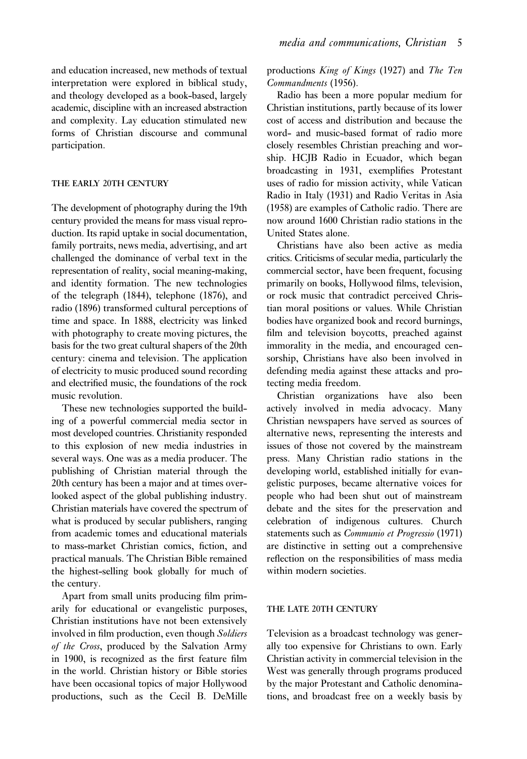and education increased, new methods of textual interpretation were explored in biblical study, and theology developed as a book-based, largely academic, discipline with an increased abstraction and complexity. Lay education stimulated new forms of Christian discourse and communal participation.

## THE EARLY 20TH CENTURY

The development of photography during the 19th century provided the means for mass visual reproduction. Its rapid uptake in social documentation, family portraits, news media, advertising, and art challenged the dominance of verbal text in the representation of reality, social meaning-making, and identity formation. The new technologies of the telegraph (1844), telephone (1876), and radio (1896) transformed cultural perceptions of time and space. In 1888, electricity was linked with photography to create moving pictures, the basis for the two great cultural shapers of the 20th century: cinema and television. The application of electricity to music produced sound recording and electrified music, the foundations of the rock music revolution.

These new technologies supported the building of a powerful commercial media sector in most developed countries. Christianity responded to this explosion of new media industries in several ways. One was as a media producer. The publishing of Christian material through the 20th century has been a major and at times overlooked aspect of the global publishing industry. Christian materials have covered the spectrum of what is produced by secular publishers, ranging from academic tomes and educational materials to mass-market Christian comics, fiction, and practical manuals. The Christian Bible remained the highest-selling book globally for much of the century.

Apart from small units producing film primarily for educational or evangelistic purposes, Christian institutions have not been extensively involved in film production, even though *Soldiers of the Cross*, produced by the Salvation Army in 1900, is recognized as the first feature film in the world. Christian history or Bible stories have been occasional topics of major Hollywood productions, such as the Cecil B. DeMille productions *King of Kings* (1927) and *The Ten Commandments* (1956).

Radio has been a more popular medium for Christian institutions, partly because of its lower cost of access and distribution and because the word- and music-based format of radio more closely resembles Christian preaching and worship. HCJB Radio in Ecuador, which began broadcasting in 1931, exemplifies Protestant uses of radio for mission activity, while Vatican Radio in Italy (1931) and Radio Veritas in Asia (1958) are examples of Catholic radio. There are now around 1600 Christian radio stations in the United States alone.

Christians have also been active as media critics. Criticisms of secular media, particularly the commercial sector, have been frequent, focusing primarily on books, Hollywood films, television, or rock music that contradict perceived Christian moral positions or values. While Christian bodies have organized book and record burnings, film and television boycotts, preached against immorality in the media, and encouraged censorship, Christians have also been involved in defending media against these attacks and protecting media freedom.

Christian organizations have also been actively involved in media advocacy. Many Christian newspapers have served as sources of alternative news, representing the interests and issues of those not covered by the mainstream press. Many Christian radio stations in the developing world, established initially for evangelistic purposes, became alternative voices for people who had been shut out of mainstream debate and the sites for the preservation and celebration of indigenous cultures. Church statements such as *Communio et Progressio* (1971) are distinctive in setting out a comprehensive reflection on the responsibilities of mass media within modern societies.

## THE LATE 20TH CENTURY

Television as a broadcast technology was generally too expensive for Christians to own. Early Christian activity in commercial television in the West was generally through programs produced by the major Protestant and Catholic denominations, and broadcast free on a weekly basis by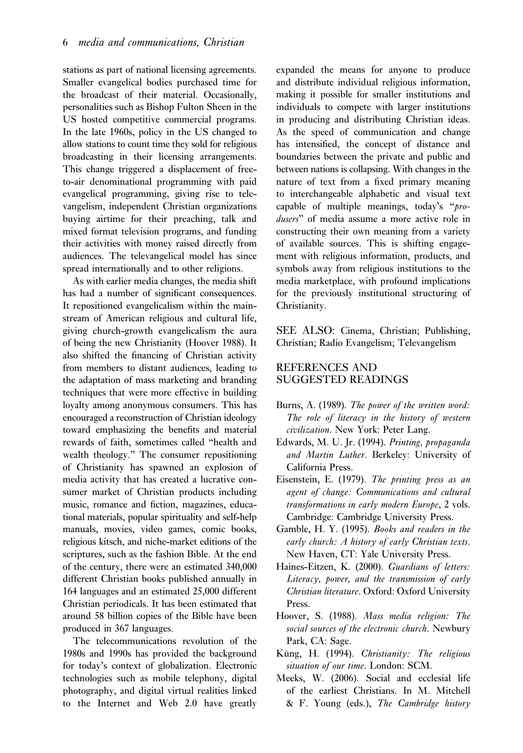stations as part of national licensing agreements. Smaller evangelical bodies purchased time for the broadcast of their material. Occasionally, personalities such as Bishop Fulton Sheen in the US hosted competitive commercial programs. In the late 1960s, policy in the US changed to allow stations to count time they sold for religious broadcasting in their licensing arrangements. This change triggered a displacement of free-to-air denominational programming with paid evangelical programming, giving rise to televangelism, independent Christian organizations buying airtime for their preaching, talk and mixed format television programs, and funding their activities with money raised directly from audiences. The televangelical model has since spread internationally and to other religions.

As with earlier media changes, the media shift has had a number of significant consequences. It repositioned evangelicalism within the mainstream of American religious and cultural life, giving church-growth evangelicalism the aura of being the new Christianity (Hoover 1988). It also shifted the financing of Christian activity from members to distant audiences, leading to the adaptation of mass marketing and branding techniques that were more effective in building loyalty among anonymous consumers. This has encouraged a reconstruction of Christian ideology toward emphasizing the benefits and material rewards of faith, sometimes called "health and wealth theology." The consumer repositioning of Christianity has spawned an explosion of media activity that has created a lucrative consumer market of Christian products including music, romance and fiction, magazines, educational materials, popular spirituality and self-help manuals, movies, video games, comic books, religious kitsch, and niche-market editions of the scriptures, such as the fashion Bible. At the end of the century, there were an estimated 340,000 different Christian books published annually in 164 languages and an estimated 25,000 different Christian periodicals. It has been estimated that around 58 billion copies of the Bible have been produced in 367 languages.

The telecommunications revolution of the 1980s and 1990s has provided the background for today's context of globalization. Electronic technologies such as mobile telephony, digital photography, and digital virtual realities linked to the Internet and Web 2.0 have greatly expanded the means for anyone to produce and distribute individual religious information, making it possible for smaller institutions and individuals to compete with larger institutions in producing and distributing Christian ideas. As the speed of communication and change has intensified, the concept of distance and boundaries between the private and public and between nations is collapsing. With changes in the nature of text from a fixed primary meaning to interchangeable alphabetic and visual text capable of multiple meanings, today's "*produsers*" of media assume a more active role in constructing their own meaning from a variety of available sources. This is shifting engagement with religious information, products, and symbols away from religious institutions to the media marketplace, with profound implications for the previously institutional structuring of Christianity.

SEE ALSO: Cinema, Christian; Publishing, Christian; Radio Evangelism; Televangelism

## REFERENCES AND SUGGESTED READINGS

Burns, A. (1989). *The power of the written word: The role of literacy in the history of western civilization*. New York: Peter Lang.

Edwards, M. U. Jr. (1994). *Printing, propaganda and Martin Luther*. Berkeley: University of California Press.

Eisenstein, E. (1979). *The printing press as an agent of change: Communications and cultural transformations in early modern Europe*, 2 vols. Cambridge: Cambridge University Press.

Gamble, H. Y. (1995). *Books and readers in the early church: A history of early Christian texts*. New Haven, CT: Yale University Press.

Haines-Eitzen, K. (2000). *Guardians of letters: Literacy, power, and the transmission of early Christian literature*. Oxford: Oxford University Press.

Hoover, S. (1988). *Mass media religion: The social sources of the electronic church*. Newbury Park, CA: Sage.

Küng, H. (1994). *Christianity: The religious situation of our time*. London: SCM.

Meeks, W. (2006). Social and ecclesial life of the earliest Christians. In M. Mitchell & F. Young (eds.), *The Cambridge history*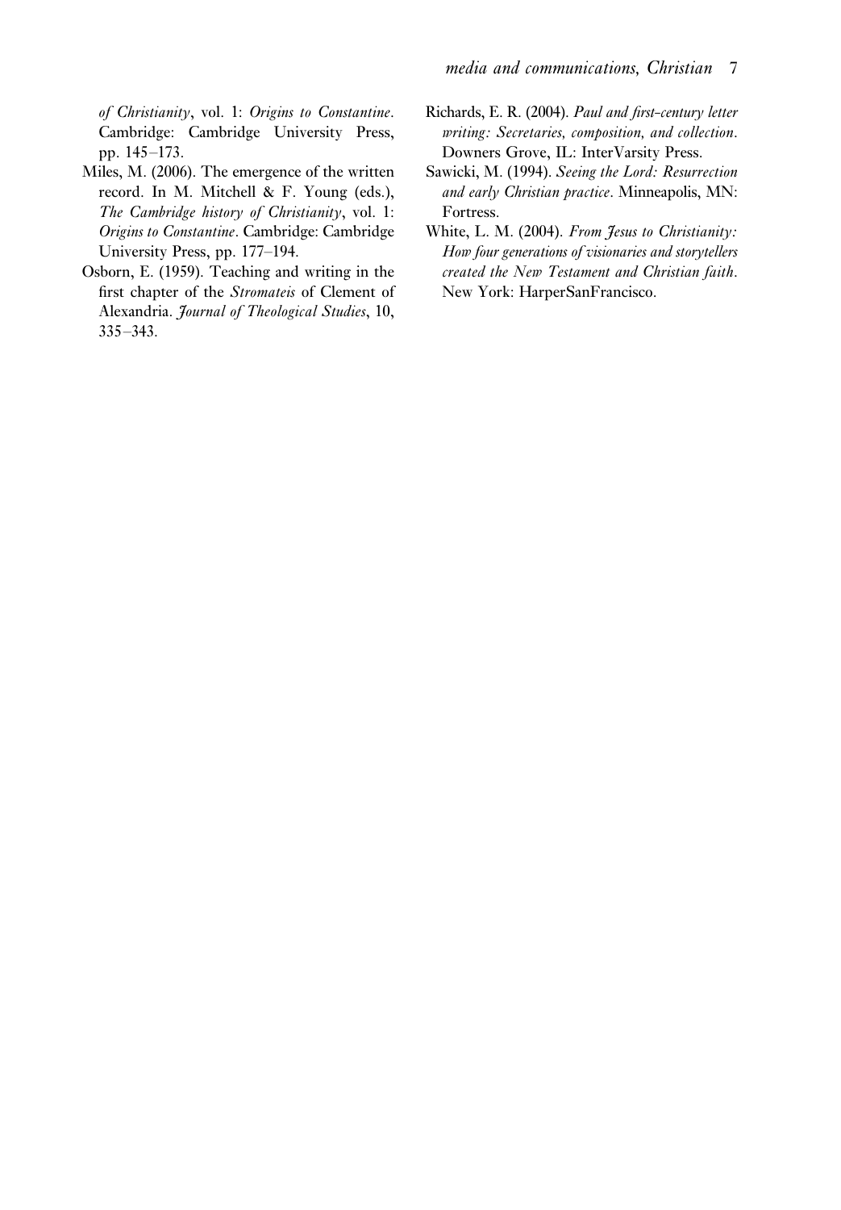*of Christianity*, vol. 1: *Origins to Constantine*. Cambridge: Cambridge University Press, pp. 145–173.

Miles, M. (2006). The emergence of the written record. In M. Mitchell & F. Young (eds.), *The Cambridge history of Christianity*, vol. 1: *Origins to Constantine*. Cambridge: Cambridge University Press, pp. 177–194.

Osborn, E. (1959). Teaching and writing in the first chapter of the *Stromateis* of Clement of Alexandria. *Journal of Theological Studies*, 10, 335–343.

Richards, E. R. (2004). *Paul and first-century letter writing: Secretaries, composition, and collection*. Downers Grove, IL: InterVarsity Press.

Sawicki, M. (1994). *Seeing the Lord: Resurrection and early Christian practice*. Minneapolis, MN: Fortress.

White, L. M. (2004). *From Jesus to Christianity: How four generations of visionaries and storytellers created the New Testament and Christian faith*. New York: HarperSanFrancisco.